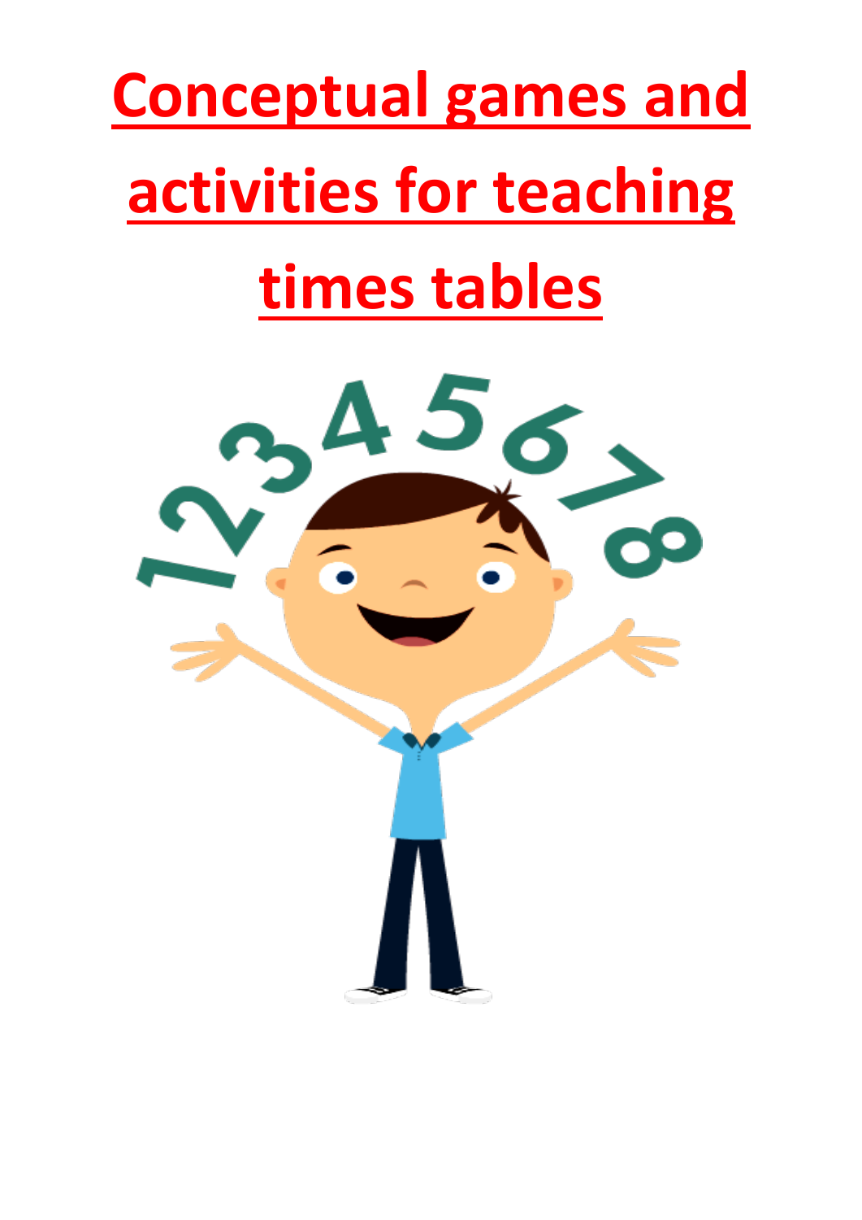# Conceptual games and activities for teaching times tables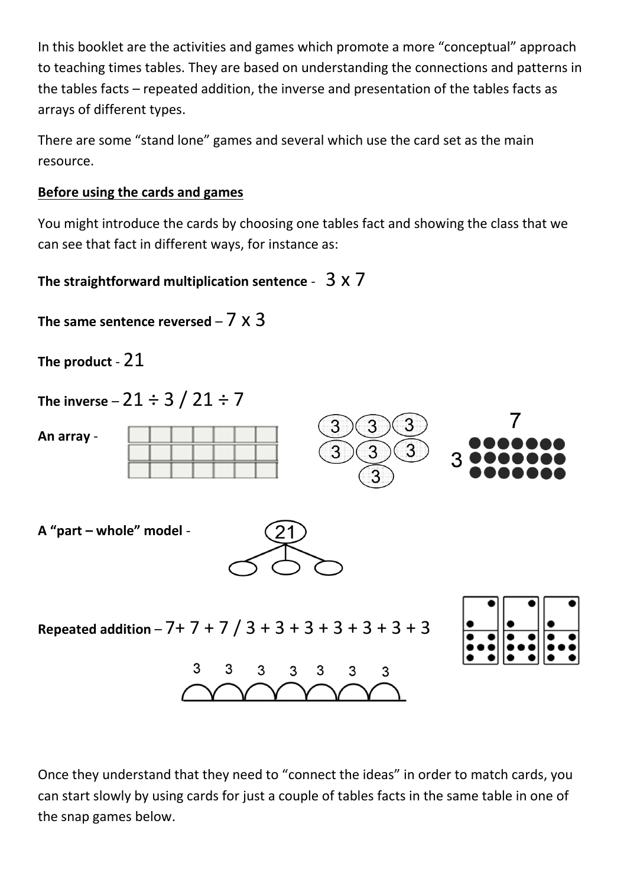In this booklet are the activities and games which promote a more "conceptual" approach to teaching times tables. They are based on understanding the connections and patterns in the tables facts – repeated addition, the inverse and presentation of the tables facts as arrays of different types.

There are some "stand lone" games and several which use the card set as the main resource.

**Before using the cards and games**

You might introduce the cards by choosing one tables fact and showing the class that we can see that fact in different ways, for instance as:

**The straightforward multiplication sentence** - $3 \times 7$

**The same sentence reversed** – $7 \times 3$

**The product** - 21

**The inverse** – $21 \div 3$ / $21 \div 7$

**An array** -

**A "part – whole" model** -

**Repeated addition** – $7 + 7 + 7$ / $3 + 3 + 3 + 3 + 3 + 3 + 3$

Once they understand that they need to "connect the ideas" in order to match cards, you can start slowly by using cards for just a couple of tables facts in the same table in one of the snap games below.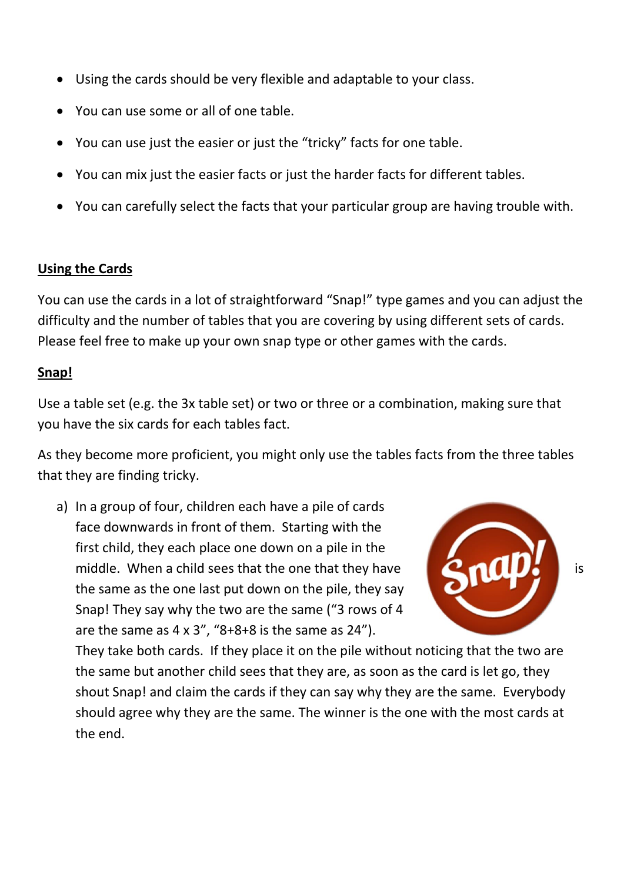- Using the cards should be very flexible and adaptable to your class.
- You can use some or all of one table.
- You can use just the easier or just the "tricky" facts for one table.
- You can mix just the easier facts or just the harder facts for different tables.
- You can carefully select the facts that your particular group are having trouble with.

**Using the Cards**

You can use the cards in a lot of straightforward "Snap!" type games and you can adjust the difficulty and the number of tables that you are covering by using different sets of cards. Please feel free to make up your own snap type or other games with the cards.

**Snap!**

Use a table set (e.g. the 3x table set) or two or three or a combination, making sure that you have the six cards for each tables fact.

As they become more proficient, you might only use the tables facts from the three tables that they are finding tricky.

a) In a group of four, children each have a pile of cards face downwards in front of them. Starting with the first child, they each place one down on a pile in the middle. When a child sees that the one that they have is the same as the one last put down on the pile, they say Snap! They say why the two are the same ("3 rows of 4 are the same as 4 x 3", "8+8+8 is the same as 24"). They take both cards. If they place it on the pile without noticing that the two are the same but another child sees that they are, as soon as the card is let go, they shout Snap! and claim the cards if they can say why they are the same. Everybody should agree why they are the same. The winner is the one with the most cards at the end.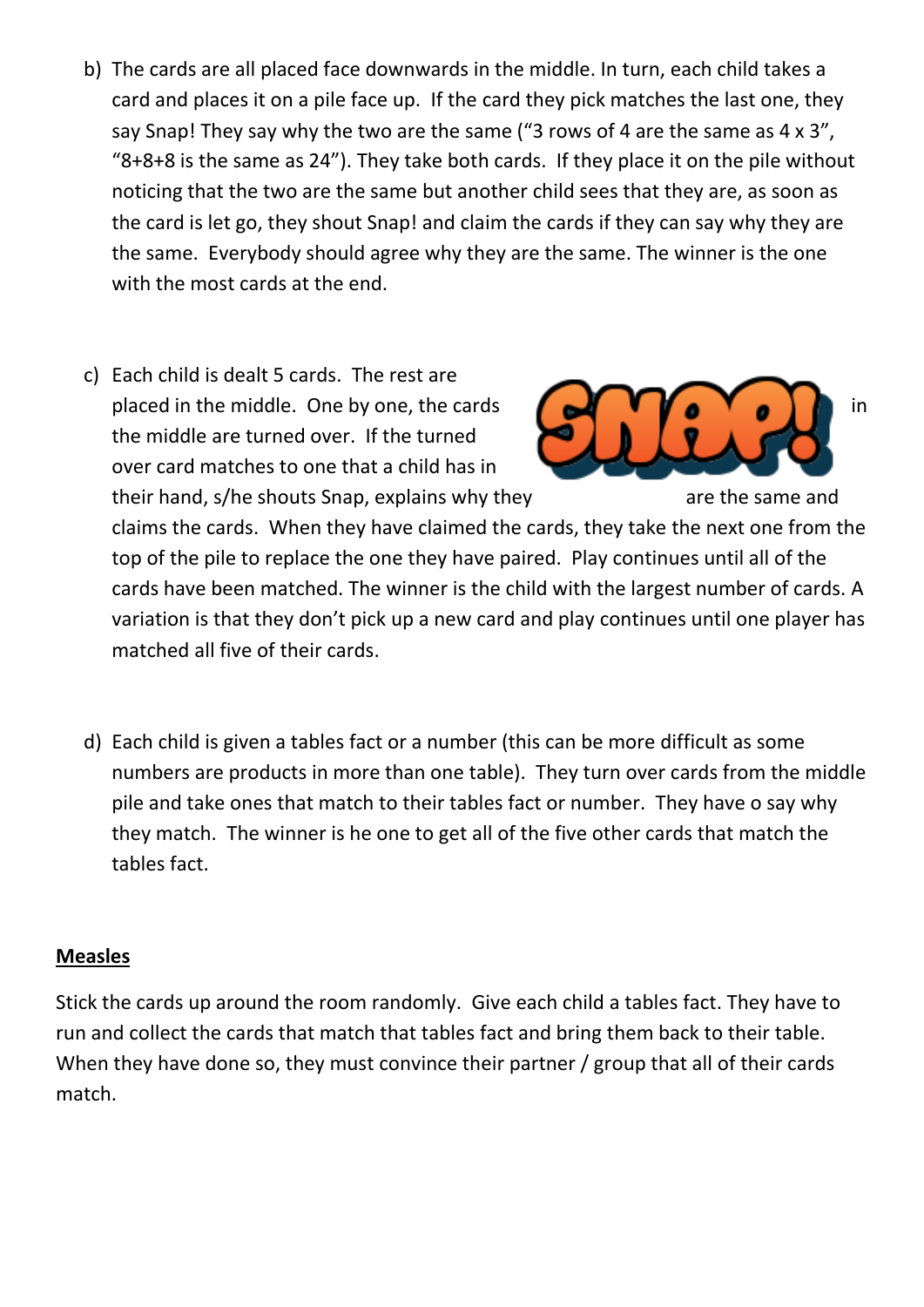b) The cards are all placed face downwards in the middle. In turn, each child takes a card and places it on a pile face up. If the card they pick matches the last one, they say Snap! They say why the two are the same ("3 rows of 4 are the same as 4 x 3", "8+8+8 is the same as 24"). They take both cards. If they place it on the pile without noticing that the two are the same but another child sees that they are, as soon as the card is let go, they shout Snap! and claim the cards if they can say why they are the same. Everybody should agree why they are the same. The winner is the one with the most cards at the end.

c) Each child is dealt 5 cards. The rest are placed in the middle. One by one, the cards in the middle are turned over. If the turned over card matches to one that a child has in their hand, s/he shouts Snap, explains why they are the same and claims the cards. When they have claimed the cards, they take the next one from the top of the pile to replace the one they have paired. Play continues until all of the cards have been matched. The winner is the child with the largest number of cards. A variation is that they don't pick up a new card and play continues until one player has matched all five of their cards.

d) Each child is given a tables fact or a number (this can be more difficult as some numbers are products in more than one table). They turn over cards from the middle pile and take ones that match to their tables fact or number. They have o say why they match. The winner is he one to get all of the five other cards that match the tables fact.

**Measles**

Stick the cards up around the room randomly. Give each child a tables fact. They have to run and collect the cards that match that tables fact and bring them back to their table. When they have done so, they must convince their partner / group that all of their cards match.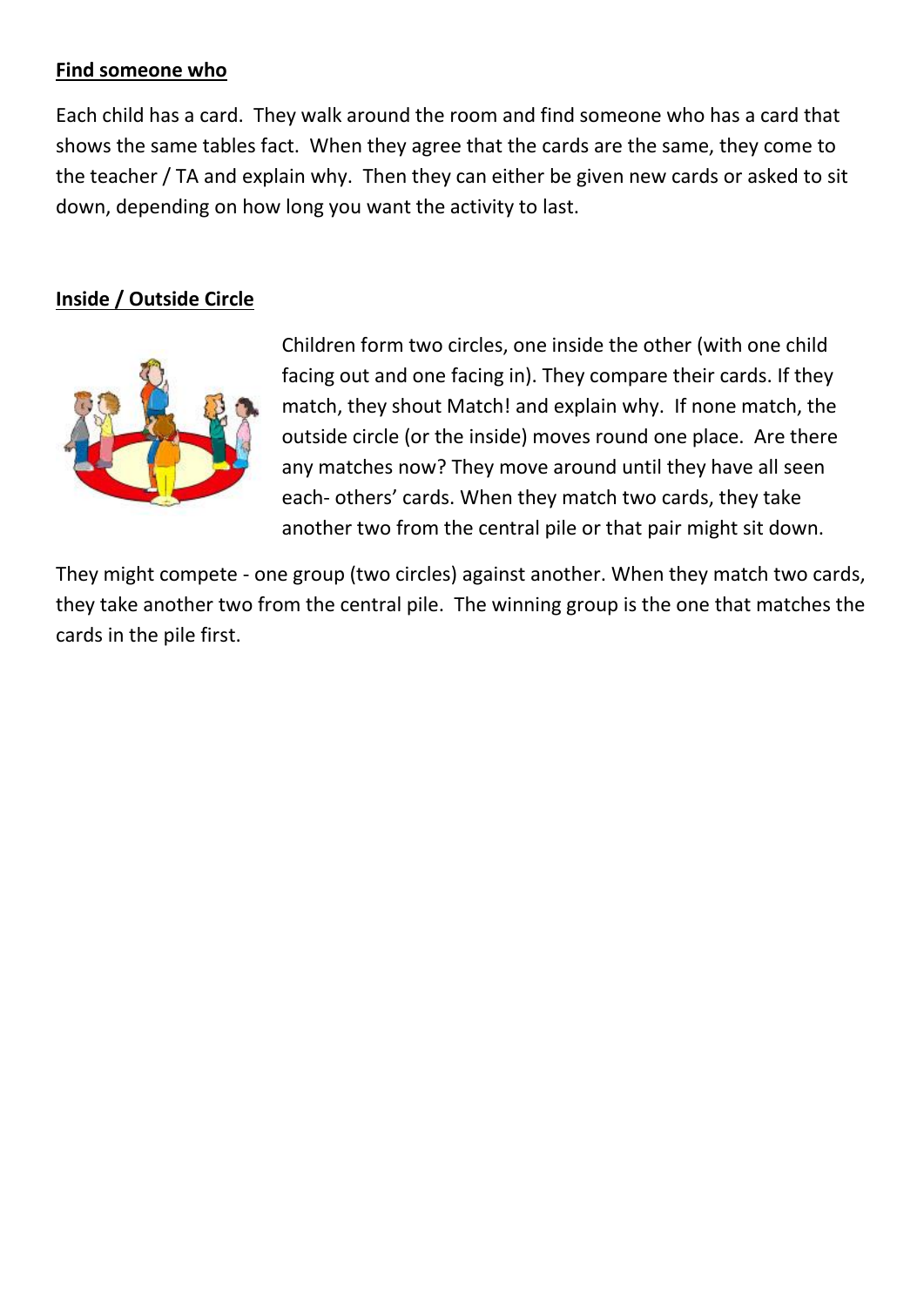**Find someone who**

Each child has a card. They walk around the room and find someone who has a card that shows the same tables fact. When they agree that the cards are the same, they come to the teacher / TA and explain why. Then they can either be given new cards or asked to sit down, depending on how long you want the activity to last.

**Inside / Outside Circle**

Children form two circles, one inside the other (with one child facing out and one facing in). They compare their cards. If they match, they shout Match! and explain why. If none match, the outside circle (or the inside) moves round one place. Are there any matches now? They move around until they have all seen each- others' cards. When they match two cards, they take another two from the central pile or that pair might sit down.

They might compete - one group (two circles) against another. When they match two cards, they take another two from the central pile. The winning group is the one that matches the cards in the pile first.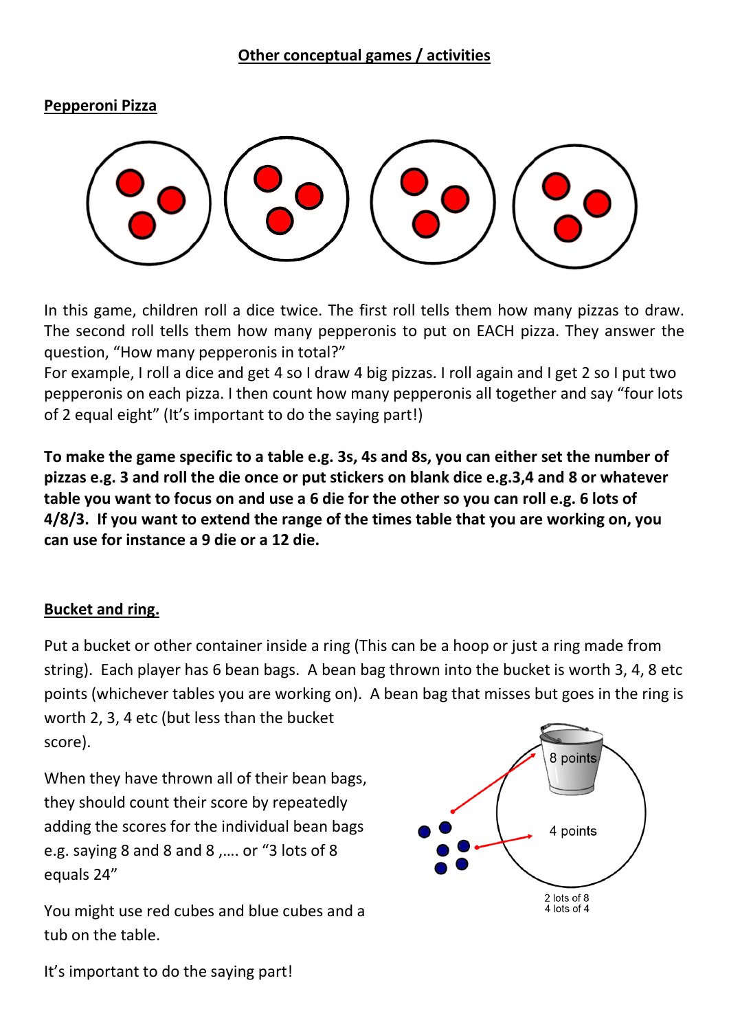## Other conceptual games / activities

### Pepperoni Pizza

In this game, children roll a dice twice. The first roll tells them how many pizzas to draw. The second roll tells them how many pepperonis to put on EACH pizza. They answer the question, "How many pepperonis in total?"

For example, I roll a dice and get 4 so I draw 4 big pizzas. I roll again and I get 2 so I put two pepperonis on each pizza. I then count how many pepperonis all together and say "four lots of 2 equal eight" (It's important to do the saying part!)

**To make the game specific to a table e.g. 3s, 4s and 8s, you can either set the number of pizzas e.g. 3 and roll the die once or put stickers on blank dice e.g.3,4 and 8 or whatever table you want to focus on and use a 6 die for the other so you can roll e.g. 6 lots of 4/8/3. If you want to extend the range of the times table that you are working on, you can use for instance a 9 die or a 12 die.**

### Bucket and ring.

Put a bucket or other container inside a ring (This can be a hoop or just a ring made from string). Each player has 6 bean bags. A bean bag thrown into the bucket is worth 3, 4, 8 etc points (whichever tables you are working on). A bean bag that misses but goes in the ring is worth 2, 3, 4 etc (but less than the bucket score).

When they have thrown all of their bean bags, they should count their score by repeatedly adding the scores for the individual bean bags e.g. saying 8 and 8 and 8 ,…. or "3 lots of 8 equals 24"

8 points

4 points

2 lots of 8
4 lots of 4

You might use red cubes and blue cubes and a tub on the table.

It's important to do the saying part!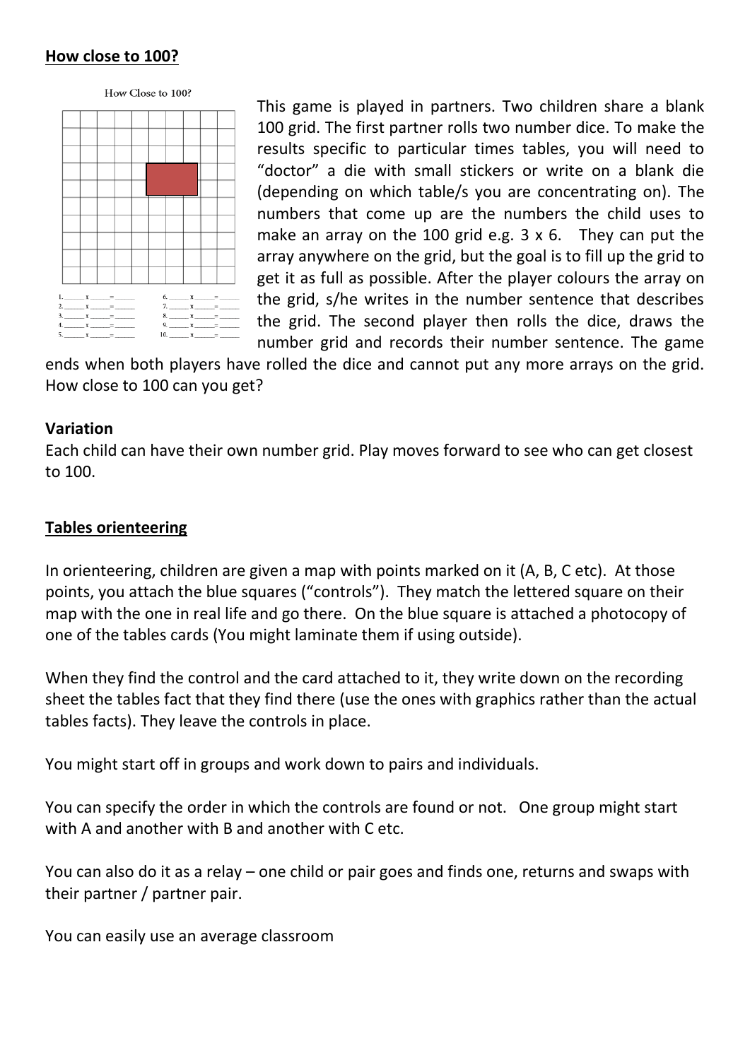**How close to 100?**

This game is played in partners. Two children share a blank 100 grid. The first partner rolls two number dice. To make the results specific to particular times tables, you will need to "doctor" a die with small stickers or write on a blank die (depending on which table/s you are concentrating on). The numbers that come up are the numbers the child uses to make an array on the 100 grid e.g. 3 x 6. They can put the array anywhere on the grid, but the goal is to fill up the grid to get it as full as possible. After the player colours the array on the grid, s/he writes in the number sentence that describes the grid. The second player then rolls the dice, draws the number grid and records their number sentence. The game ends when both players have rolled the dice and cannot put any more arrays on the grid. How close to 100 can you get?

**Variation**

Each child can have their own number grid. Play moves forward to see who can get closest to 100.

**Tables orienteering**

In orienteering, children are given a map with points marked on it (A, B, C etc). At those points, you attach the blue squares ("controls"). They match the lettered square on their map with the one in real life and go there. On the blue square is attached a photocopy of one of the tables cards (You might laminate them if using outside).

When they find the control and the card attached to it, they write down on the recording sheet the tables fact that they find there (use the ones with graphics rather than the actual tables facts). They leave the controls in place.

You might start off in groups and work down to pairs and individuals.

You can specify the order in which the controls are found or not. One group might start with A and another with B and another with C etc.

You can also do it as a relay – one child or pair goes and finds one, returns and swaps with their partner / partner pair.

You can easily use an average classroom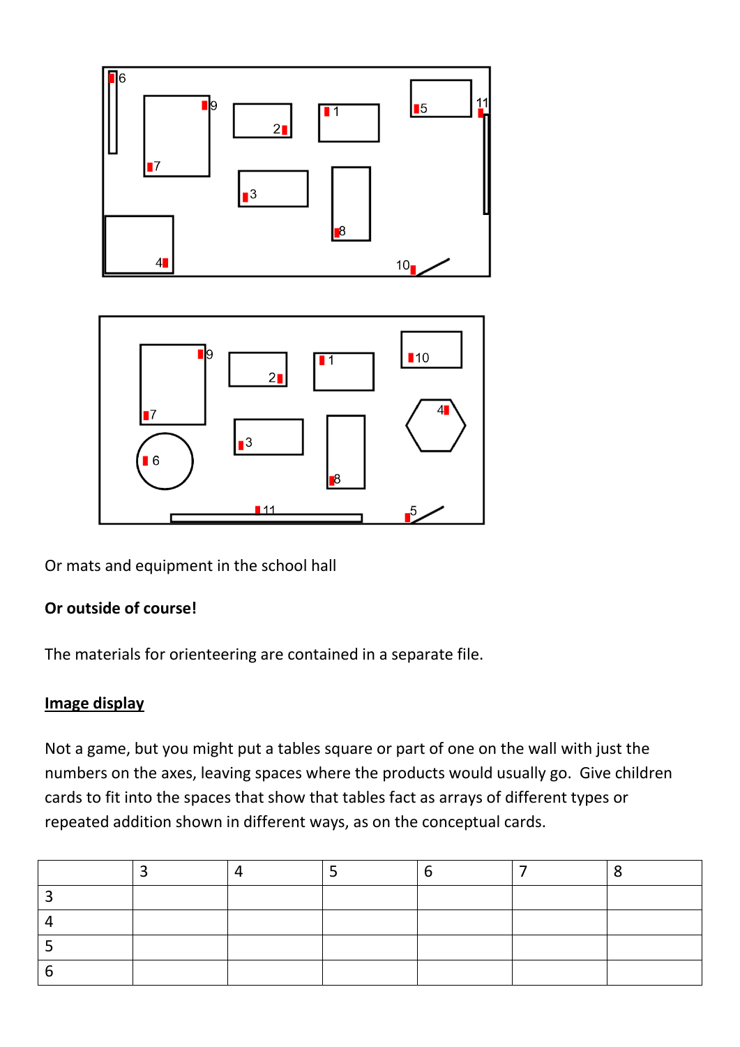Or mats and equipment in the school hall

**Or outside of course!**

The materials for orienteering are contained in a separate file.

## Image display

Not a game, but you might put a tables square or part of one on the wall with just the numbers on the axes, leaving spaces where the products would usually go. Give children cards to fit into the spaces that show that tables fact as arrays of different types or repeated addition shown in different ways, as on the conceptual cards.

| | 3 | 4 | 5 | 6 | 7 | 8 |
|---|---|---|---|---|---|---|
| 3 | | | | | | |
| 4 | | | | | | |
| 5 | | | | | | |
| 6 | | | | | | |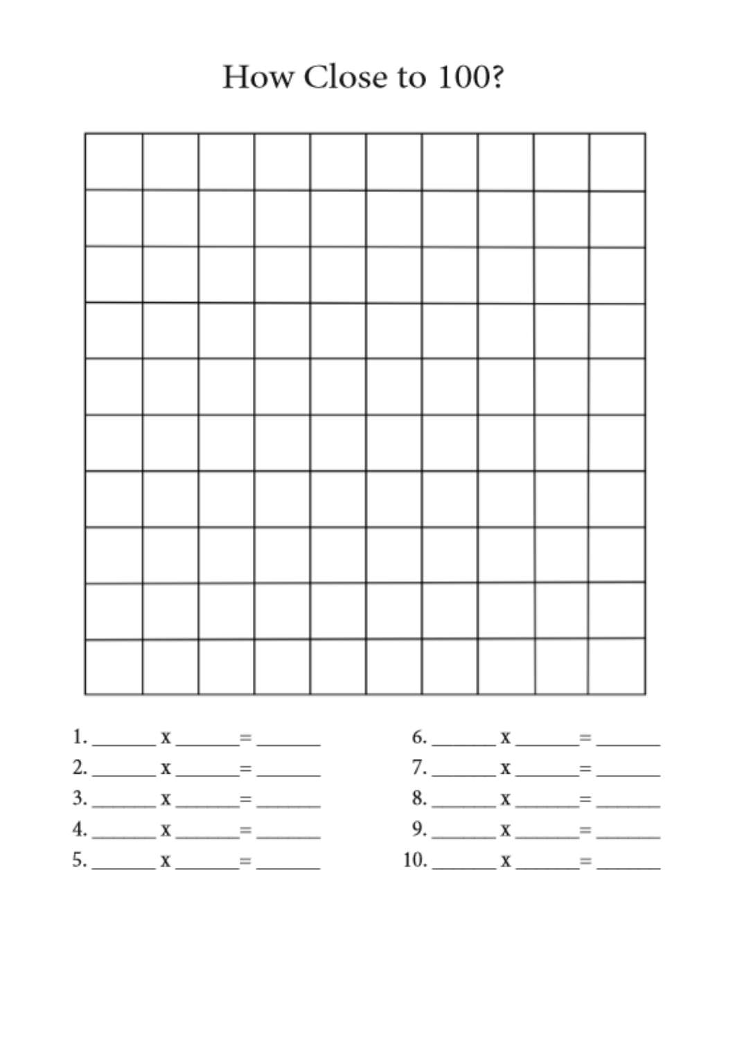# How Close to 100?

| | | | | | | | | | |
|---|---|---|---|---|---|---|---|---|---|
| | | | | | | | | | |
| | | | | | | | | | |
| | | | | | | | | | |
| | | | | | | | | | |
| | | | | | | | | | |
| | | | | | | | | | |
| | | | | | | | | | |
| | | | | | | | | | |
| | | | | | | | | | |
| | | | | | | | | | |

1. _______ x _______ = _______
2. _______ x _______ = _______
3. _______ x _______ = _______
4. _______ x _______ = _______
5. _______ x _______ = _______
6. _______ x _______ = _______
7. _______ x _______ = _______
8. _______ x _______ = _______
9. _______ x _______ = _______
10. _______ x _______ = _______